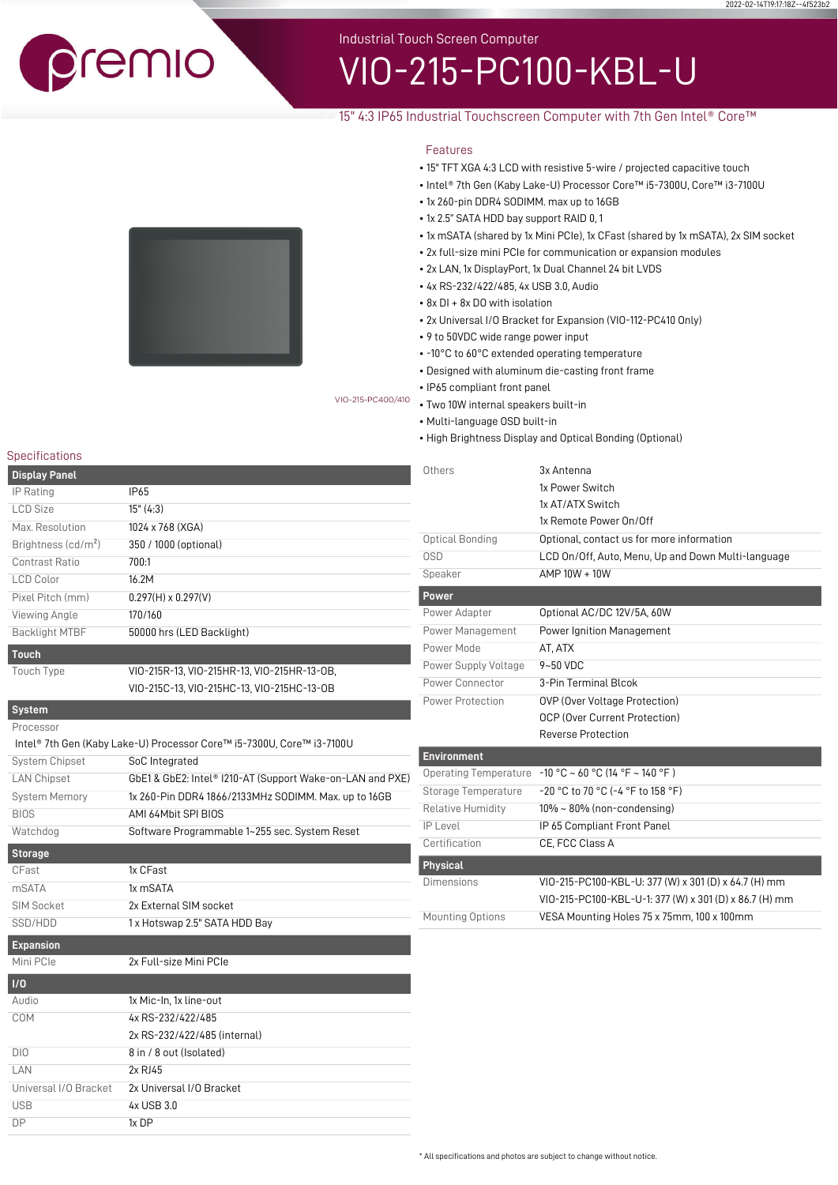premio

Industrial Touch Screen Computer

# VIO-215-PC100-KBL-U

15" 4:3 IP65 Industrial Touchscreen Computer with 7th Gen Intel® Core™

VIO-215-PC400/410

## Features

- 15" TFT XGA 4:3 LCD with resistive 5-wire / projected capacitive touch
- Intel® 7th Gen (Kaby Lake-U) Processor Core™ i5-7300U, Core™ i3-7100U
- 1x 260-pin DDR4 SODIMM. max up to 16GB
- 1x 2.5" SATA HDD bay support RAID 0, 1
- 1x mSATA (shared by 1x Mini PCIe), 1x CFast (shared by 1x mSATA), 2x SIM socket
- 2x full-size mini PCIe for communication or expansion modules
- 2x LAN, 1x DisplayPort, 1x Dual Channel 24 bit LVDS
- 4x RS-232/422/485, 4x USB 3.0, Audio
- 8x DI + 8x DO with isolation
- 2x Universal I/O Bracket for Expansion (VIO-112-PC410 Only)
- 9 to 50VDC wide range power input
- -10°C to 60°C extended operating temperature
- Designed with aluminum die-casting front frame
- IP65 compliant front panel
- Two 10W internal speakers built-in
- Multi-language OSD built-in
- High Brightness Display and Optical Bonding (Optional)

## Specifications

| **Display Panel** | |
|---|---|
| IP Rating | IP65 |
| LCD Size | 15" (4:3) |
| Max. Resolution | 1024 x 768 (XGA) |
| Brightness (cd/m²) | 350 / 1000 (optional) |
| Contrast Ratio | 700:1 |
| LCD Color | 16.2M |
| Pixel Pitch (mm) | 0.297(H) x 0.297(V) |
| Viewing Angle | 170/160 |
| Backlight MTBF | 50000 hrs (LED Backlight) |
| **Touch** | |
| Touch Type | VIO-215R-13, VIO-215HR-13, VIO-215HR-13-OB, VIO-215C-13, VIO-215HC-13, VIO-215HC-13-OB |
| **System** | |
| Processor | Intel® 7th Gen (Kaby Lake-U) Processor Core™ i5-7300U, Core™ i3-7100U |
| System Chipset | SoC Integrated |
| LAN Chipset | GbE1 & GbE2: Intel® I210-AT (Support Wake-on-LAN and PXE) |
| System Memory | 1x 260-Pin DDR4 1866/2133MHz SODIMM. Max. up to 16GB |
| BIOS | AMI 64Mbit SPI BIOS |
| Watchdog | Software Programmable 1~255 sec. System Reset |
| **Storage** | |
| CFast | 1x CFast |
| mSATA | 1x mSATA |
| SIM Socket | 2x External SIM socket |
| SSD/HDD | 1 x Hotswap 2.5" SATA HDD Bay |
| **Expansion** | |
| Mini PCIe | 2x Full-size Mini PCIe |
| **I/O** | |
| Audio | 1x Mic-In, 1x line-out |
| COM | 4x RS-232/422/485<br>2x RS-232/422/485 (internal) |
| DIO | 8 in / 8 out (Isolated) |
| LAN | 2x RJ45 |
| Universal I/O Bracket | 2x Universal I/O Bracket |
| USB | 4x USB 3.0 |
| DP | 1x DP |
| Others | 3x Antenna<br>1x Power Switch<br>1x AT/ATX Switch<br>1x Remote Power On/Off |
| Optical Bonding | Optional, contact us for more information |
| OSD | LCD On/Off, Auto, Menu, Up and Down Multi-language |
| Speaker | AMP 10W + 10W |
| **Power** | |
| Power Adapter | Optional AC/DC 12V/5A, 60W |
| Power Management | Power Ignition Management |
| Power Mode | AT, ATX |
| Power Supply Voltage | 9~50 VDC |
| Power Connector | 3-Pin Terminal Blcok |
| Power Protection | OVP (Over Voltage Protection)<br>OCP (Over Current Protection)<br>Reverse Protection |
| **Environment** | |
| Operating Temperature | -10 °C ~ 60 °C (14 °F ~ 140 °F ) |
| Storage Temperature | -20 °C to 70 °C (-4 °F to 158 °F) |
| Relative Humidity | 10% ~ 80% (non-condensing) |
| IP Level | IP 65 Compliant Front Panel |
| Certification | CE, FCC Class A |
| **Physical** | |
| Dimensions | VIO-215-PC100-KBL-U: 377 (W) x 301 (D) x 64.7 (H) mm<br>VIO-215-PC100-KBL-U-1: 377 (W) x 301 (D) x 86.7 (H) mm |
| Mounting Options | VESA Mounting Holes 75 x 75mm, 100 x 100mm |

* All specifications and photos are subject to change without notice.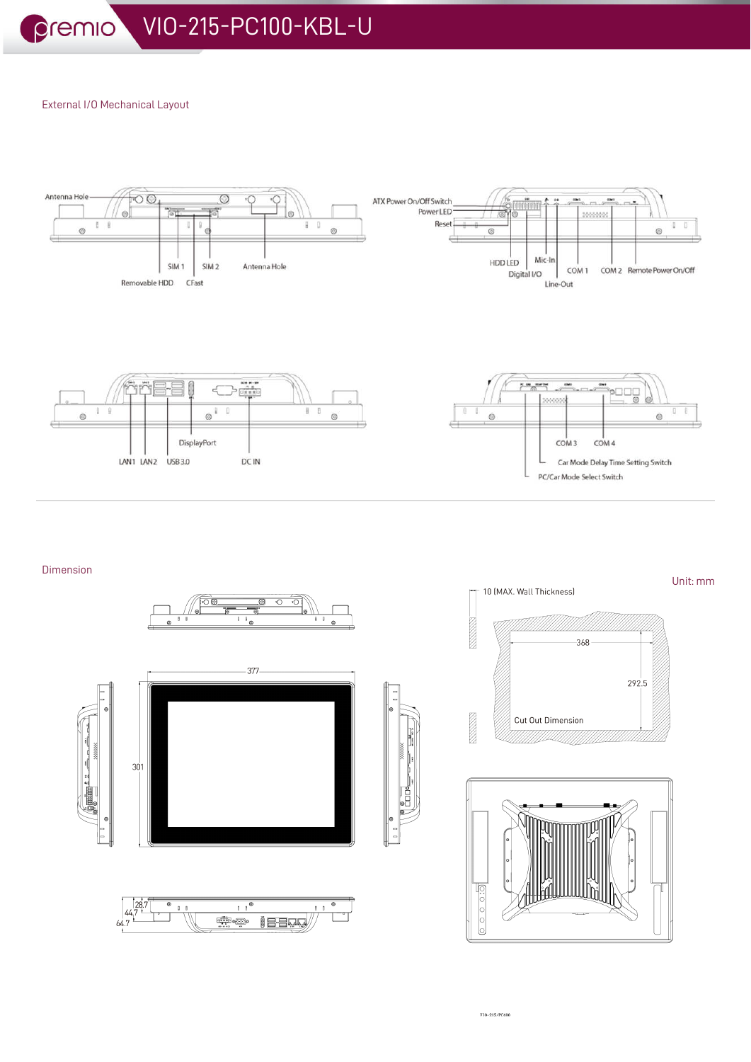## External I/O Mechanical Layout

Antenna Hole

SIM 1 SIM 2 Antenna Hole

Removable HDD CFast

ATX Power On/Off Switch

Power LED

Reset

HDD LED Mic-In

Digital I/O COM 1 COM 2 Remote Power On/Off

Line-Out

DisplayPort

LAN1 LAN2 USB 3.0 DC IN

COM 3 COM 4

Car Mode Delay Time Setting Switch

PC/Car Mode Select Switch

## Dimension

Unit: mm

10 (MAX. Wall Thickness)

368

292.5

Cut Out Dimension

377

301

28.7

44.7

64.7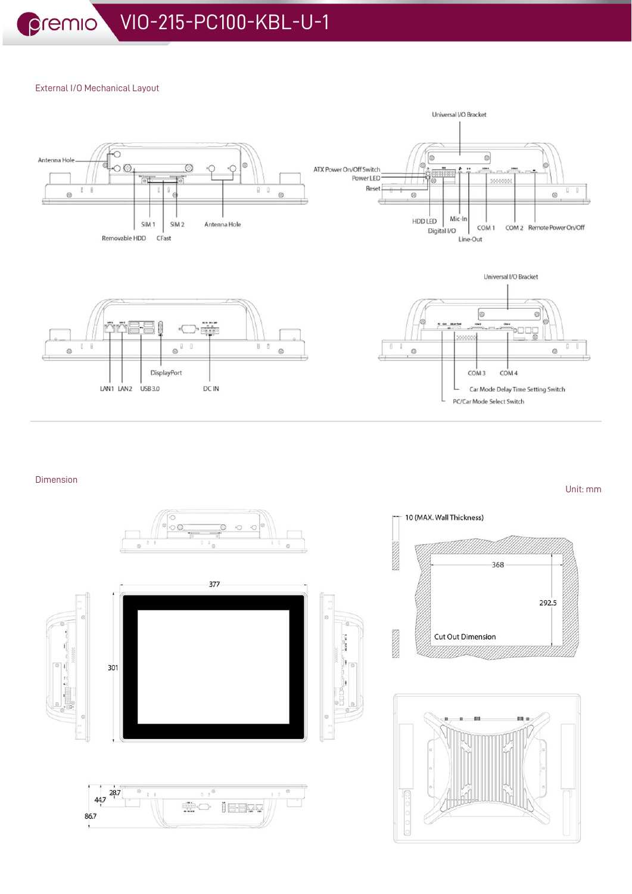# VIO-215-PC100-KBL-U-1

## External I/O Mechanical Layout

Antenna Hole

SIM 1 SIM 2 Antenna Hole

Removable HDD CFast

Universal I/O Bracket

ATX Power On/Off Switch

Power LED

Reset

HDD LED Mic-In

Digital I/O COM 1 COM 2 Remote Power On/Off

Line-Out

DisplayPort

LAN1 LAN2 USB3.0 DC IN

Universal I/O Bracket

COM 3 COM 4

Car Mode Delay Time Setting Switch

PC/Car Mode Select Switch

## Dimension

Unit: mm

377

301

28.7

44.7

86.7

10 (MAX. Wall Thickness)

368

292.5

Cut Out Dimension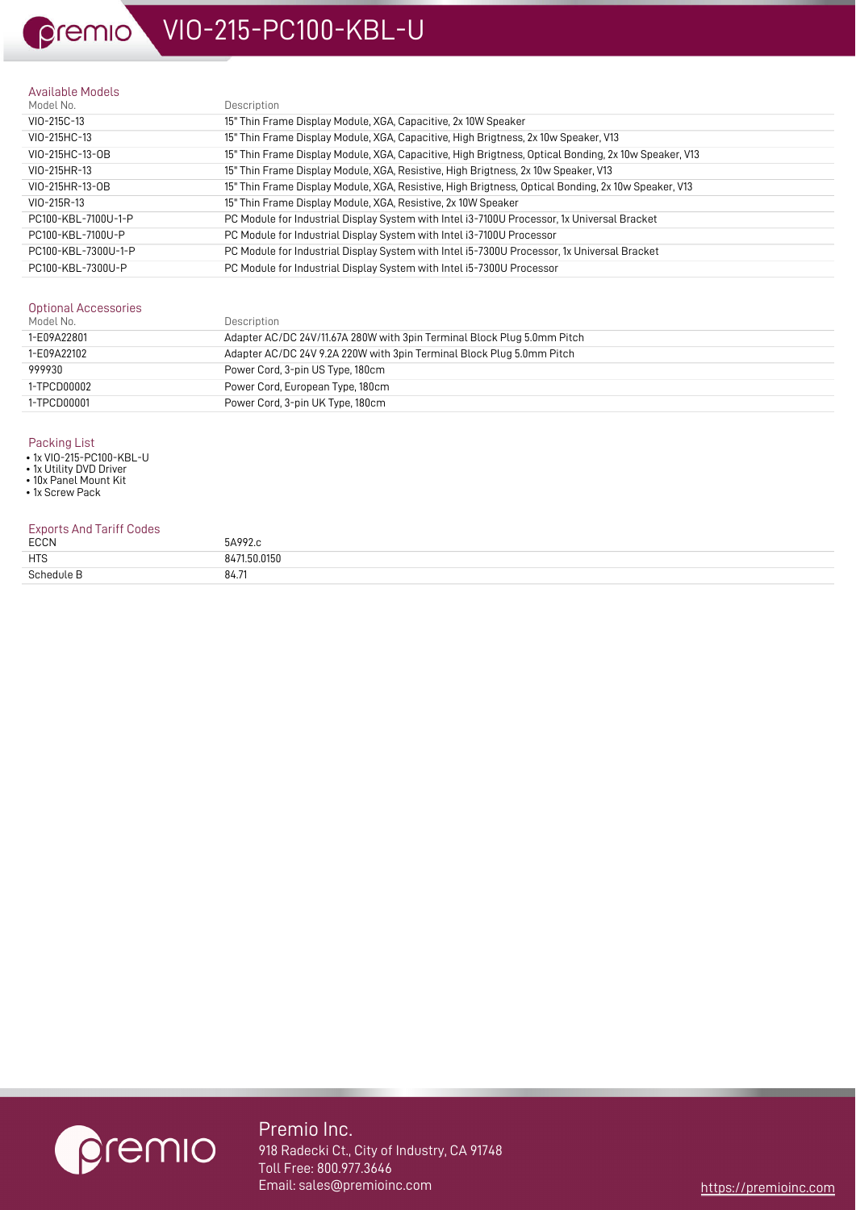## Available Models

| Model No. | Description |
|---|---|
| VIO-215C-13 | 15" Thin Frame Display Module, XGA, Capacitive, 2x 10W Speaker |
| VIO-215HC-13 | 15" Thin Frame Display Module, XGA, Capacitive, High Brigtness, 2x 10w Speaker, V13 |
| VIO-215HC-13-OB | 15" Thin Frame Display Module, XGA, Capacitive, High Brigtness, Optical Bonding, 2x 10w Speaker, V13 |
| VIO-215HR-13 | 15" Thin Frame Display Module, XGA, Resistive, High Brigtness, 2x 10w Speaker, V13 |
| VIO-215HR-13-OB | 15" Thin Frame Display Module, XGA, Resistive, High Brigtness, Optical Bonding, 2x 10w Speaker, V13 |
| VIO-215R-13 | 15" Thin Frame Display Module, XGA, Resistive, 2x 10W Speaker |
| PC100-KBL-7100U-1-P | PC Module for Industrial Display System with Intel i3-7100U Processor, 1x Universal Bracket |
| PC100-KBL-7100U-P | PC Module for Industrial Display System with Intel i3-7100U Processor |
| PC100-KBL-7300U-1-P | PC Module for Industrial Display System with Intel i5-7300U Processor, 1x Universal Bracket |
| PC100-KBL-7300U-P | PC Module for Industrial Display System with Intel i5-7300U Processor |

## Optional Accessories

| Model No. | Description |
|---|---|
| 1-E09A22801 | Adapter AC/DC 24V/11.67A 280W with 3pin Terminal Block Plug 5.0mm Pitch |
| 1-E09A22102 | Adapter AC/DC 24V 9.2A 220W with 3pin Terminal Block Plug 5.0mm Pitch |
| 999930 | Power Cord, 3-pin US Type, 180cm |
| 1-TPCD00002 | Power Cord, European Type, 180cm |
| 1-TPCD00001 | Power Cord, 3-pin UK Type, 180cm |

## Packing List

- 1x VIO-215-PC100-KBL-U
- 1x Utility DVD Driver
- 10x Panel Mount Kit
- 1x Screw Pack

## Exports And Tariff Codes

| | |
|---|---|
| ECCN | 5A992.c |
| HTS | 8471.50.0150 |
| Schedule B | 84.71 |

Premio Inc.
918 Radecki Ct., City of Industry, CA 91748
Toll Free: 800.977.3646
Email: sales@premioinc.com

https://premioinc.com